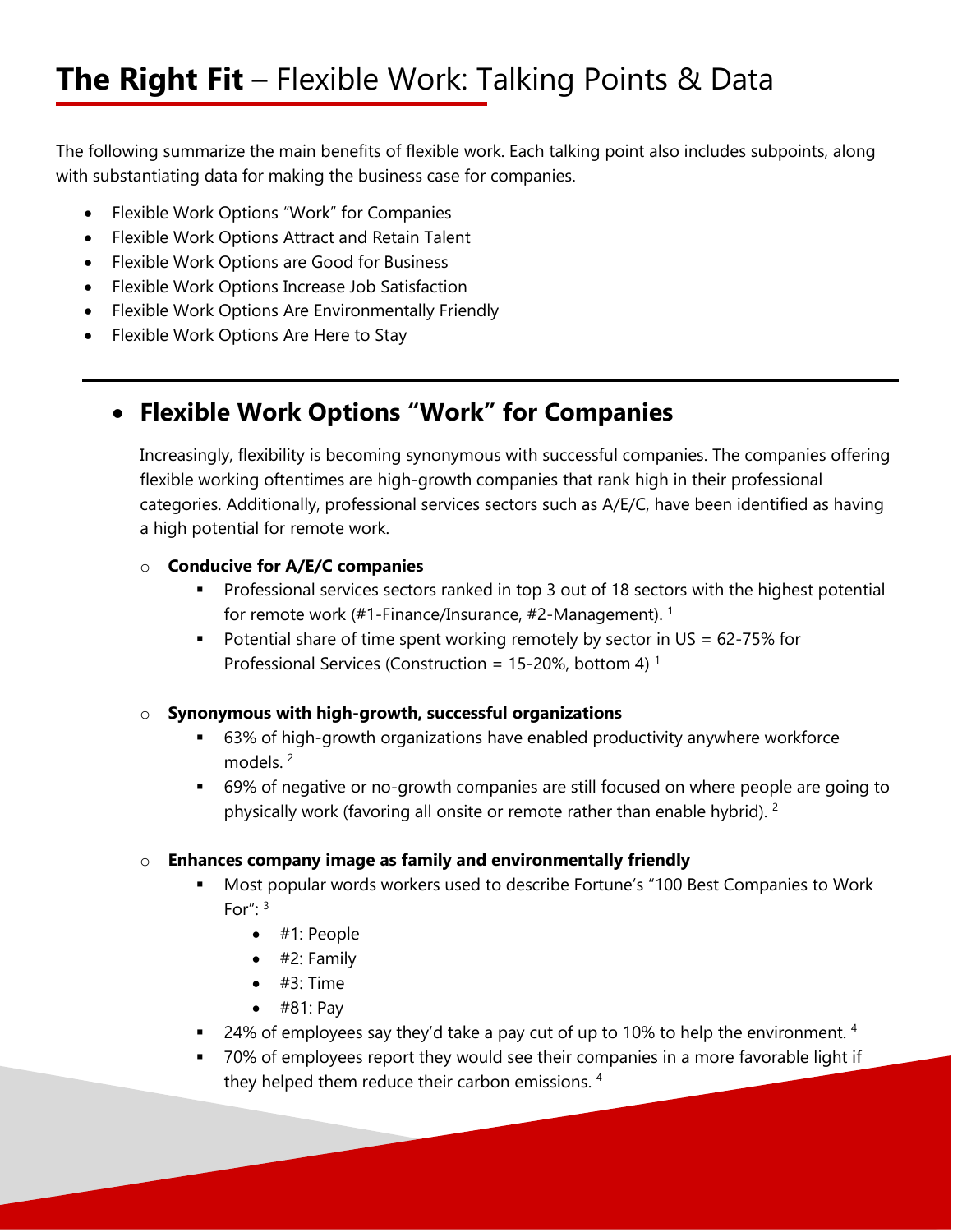# **The Right Fit** – Flexible Work: Talking Points & Data

The following summarize the main benefits of flexible work. Each talking point also includes subpoints, along with substantiating data for making the business case for companies.

- Flexible Work Options "Work" for Companies
- Flexible Work Options Attract and Retain Talent
- Flexible Work Options are Good for Business
- Flexible Work Options Increase Job Satisfaction
- Flexible Work Options Are Environmentally Friendly
- Flexible Work Options Are Here to Stay

---

## Flexible Work Options "Work" for Companies

Increasingly, flexibility is becoming synonymous with successful companies. The companies offering flexible working oftentimes are high-growth companies that rank high in their professional categories. Additionally, professional services sectors such as A/E/C, have been identified as having a high potential for remote work.

- **Conducive for A/E/C companies**
  - Professional services sectors ranked in top 3 out of 18 sectors with the highest potential for remote work (#1-Finance/Insurance, #2-Management). [1]
  - Potential share of time spent working remotely by sector in US = 62-75% for Professional Services (Construction = 15-20%, bottom 4) [1]

- **Synonymous with high-growth, successful organizations**
  - 63% of high-growth organizations have enabled productivity anywhere workforce models. [2]
  - 69% of negative or no-growth companies are still focused on where people are going to physically work (favoring all onsite or remote rather than enable hybrid). [2]

- **Enhances company image as family and environmentally friendly**
  - Most popular words workers used to describe Fortune's "100 Best Companies to Work For": [3]
    - #1: People
    - #2: Family
    - #3: Time
    - #81: Pay
  - 24% of employees say they'd take a pay cut of up to 10% to help the environment. [4]
  - 70% of employees report they would see their companies in a more favorable light if they helped them reduce their carbon emissions. [4]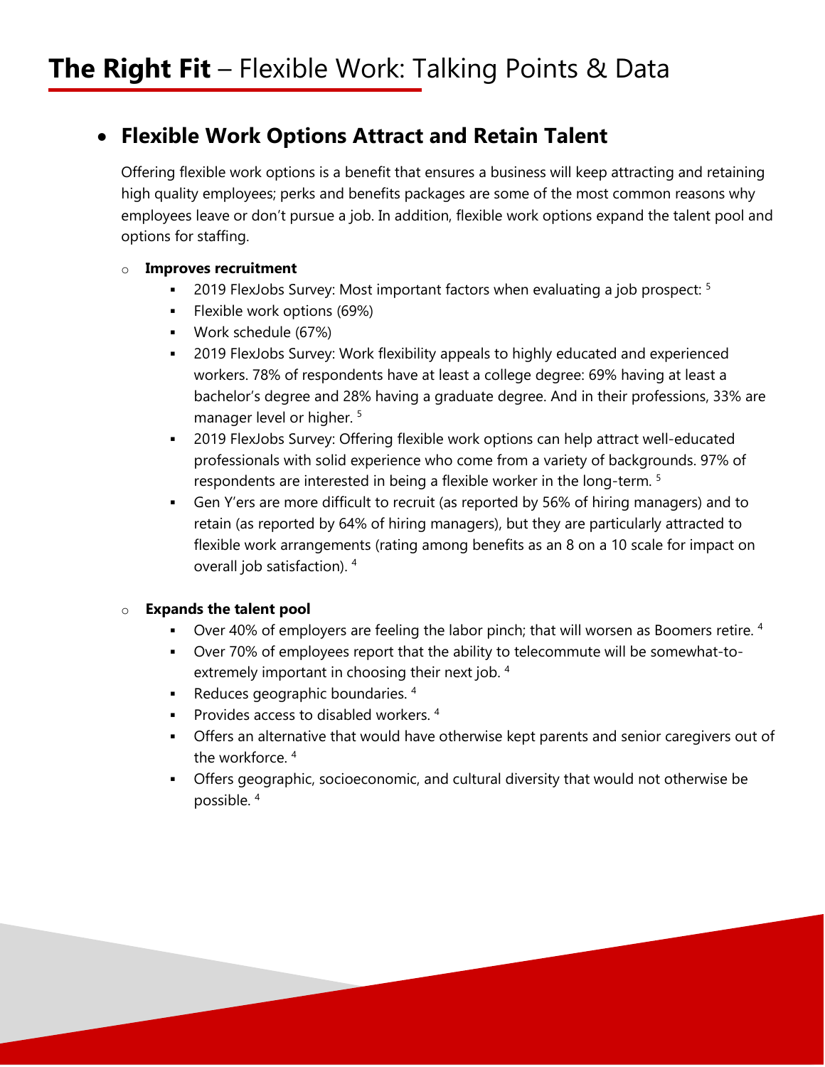# **The Right Fit** – Flexible Work: Talking Points & Data

- ## **Flexible Work Options Attract and Retain Talent**

  Offering flexible work options is a benefit that ensures a business will keep attracting and retaining high quality employees; perks and benefits packages are some of the most common reasons why employees leave or don't pursue a job. In addition, flexible work options expand the talent pool and options for staffing.

  - **Improves recruitment**
    - 2019 FlexJobs Survey: Most important factors when evaluating a job prospect: [5]
    - Flexible work options (69%)
    - Work schedule (67%)
    - 2019 FlexJobs Survey: Work flexibility appeals to highly educated and experienced workers. 78% of respondents have at least a college degree: 69% having at least a bachelor's degree and 28% having a graduate degree. And in their professions, 33% are manager level or higher. [5]
    - 2019 FlexJobs Survey: Offering flexible work options can help attract well-educated professionals with solid experience who come from a variety of backgrounds. 97% of respondents are interested in being a flexible worker in the long-term. [5]
    - Gen Y'ers are more difficult to recruit (as reported by 56% of hiring managers) and to retain (as reported by 64% of hiring managers), but they are particularly attracted to flexible work arrangements (rating among benefits as an 8 on a 10 scale for impact on overall job satisfaction). [4]

  - **Expands the talent pool**
    - Over 40% of employers are feeling the labor pinch; that will worsen as Boomers retire. [4]
    - Over 70% of employees report that the ability to telecommute will be somewhat-to-extremely important in choosing their next job. [4]
    - Reduces geographic boundaries. [4]
    - Provides access to disabled workers. [4]
    - Offers an alternative that would have otherwise kept parents and senior caregivers out of the workforce. [4]
    - Offers geographic, socioeconomic, and cultural diversity that would not otherwise be possible. [4]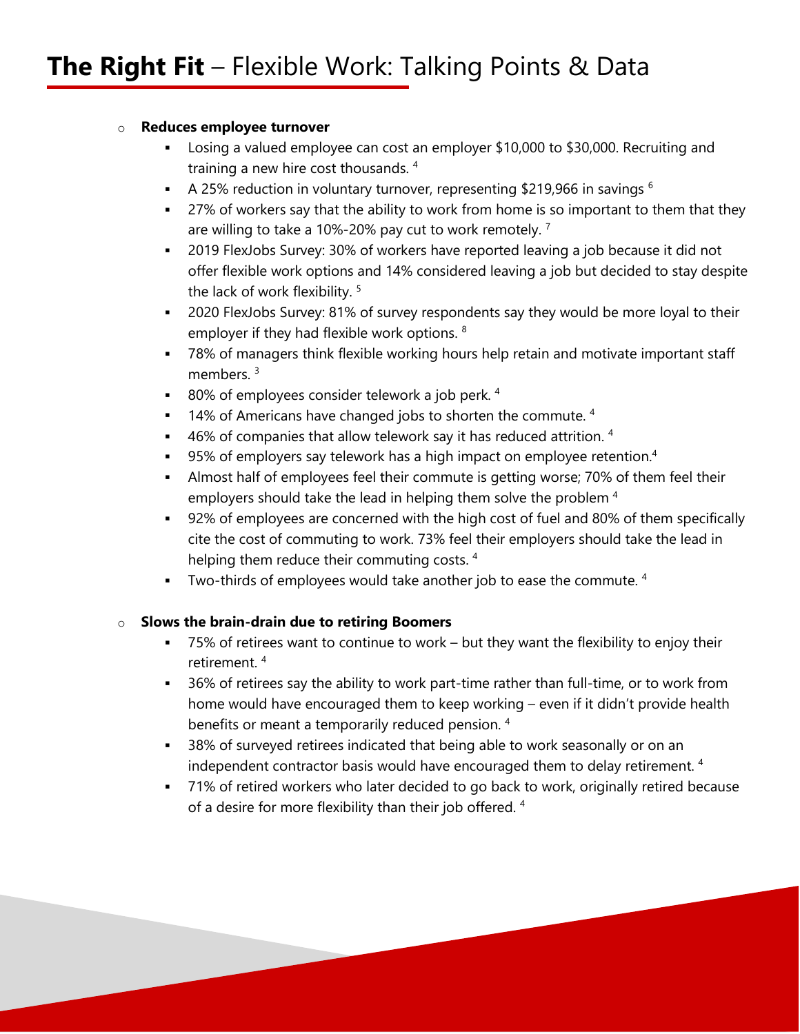- **Reduces employee turnover**
  - Losing a valued employee can cost an employer $10,000 to $30,000. Recruiting and training a new hire cost thousands. [4]
  - A 25% reduction in voluntary turnover, representing $219,966 in savings [6]
  - 27% of workers say that the ability to work from home is so important to them that they are willing to take a 10%-20% pay cut to work remotely. [7]
  - 2019 FlexJobs Survey: 30% of workers have reported leaving a job because it did not offer flexible work options and 14% considered leaving a job but decided to stay despite the lack of work flexibility. [5]
  - 2020 FlexJobs Survey: 81% of survey respondents say they would be more loyal to their employer if they had flexible work options. [8]
  - 78% of managers think flexible working hours help retain and motivate important staff members. [3]
  - 80% of employees consider telework a job perk. [4]
  - 14% of Americans have changed jobs to shorten the commute. [4]
  - 46% of companies that allow telework say it has reduced attrition. [4]
  - 95% of employers say telework has a high impact on employee retention.[4]
  - Almost half of employees feel their commute is getting worse; 70% of them feel their employers should take the lead in helping them solve the problem [4]
  - 92% of employees are concerned with the high cost of fuel and 80% of them specifically cite the cost of commuting to work. 73% feel their employers should take the lead in helping them reduce their commuting costs. [4]
  - Two-thirds of employees would take another job to ease the commute. [4]

- **Slows the brain-drain due to retiring Boomers**
  - 75% of retirees want to continue to work – but they want the flexibility to enjoy their retirement. [4]
  - 36% of retirees say the ability to work part-time rather than full-time, or to work from home would have encouraged them to keep working – even if it didn't provide health benefits or meant a temporarily reduced pension. [4]
  - 38% of surveyed retirees indicated that being able to work seasonally or on an independent contractor basis would have encouraged them to delay retirement. [4]
  - 71% of retired workers who later decided to go back to work, originally retired because of a desire for more flexibility than their job offered. [4]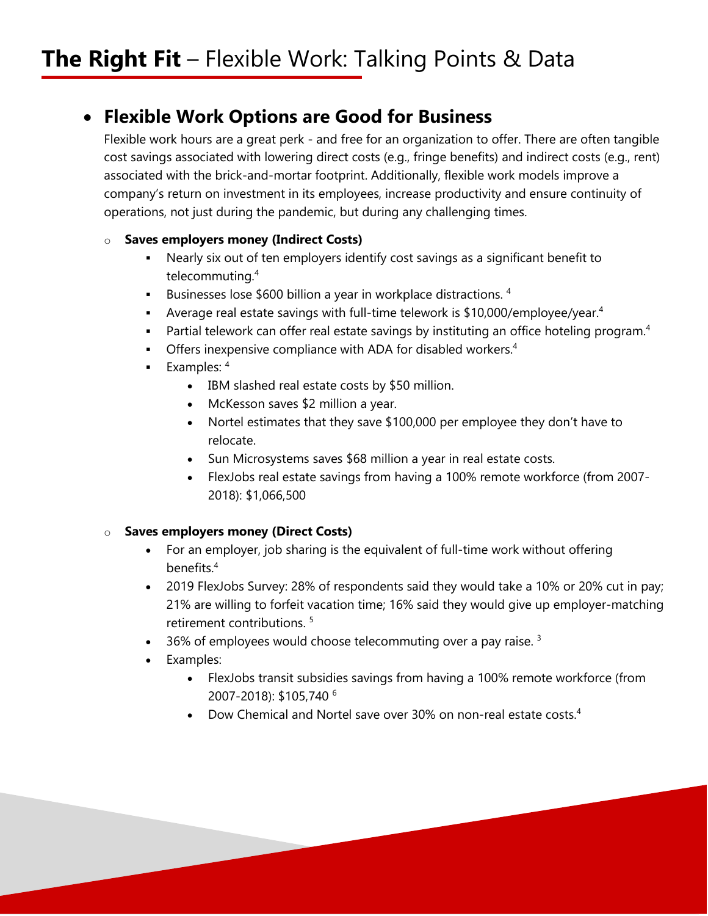# **The Right Fit** – Flexible Work: Talking Points & Data

- **Flexible Work Options are Good for Business**

  Flexible work hours are a great perk - and free for an organization to offer. There are often tangible cost savings associated with lowering direct costs (e.g., fringe benefits) and indirect costs (e.g., rent) associated with the brick-and-mortar footprint. Additionally, flexible work models improve a company's return on investment in its employees, increase productivity and ensure continuity of operations, not just during the pandemic, but during any challenging times.

  - **Saves employers money (Indirect Costs)**
    - Nearly six out of ten employers identify cost savings as a significant benefit to telecommuting.[4]
    - Businesses lose $600 billion a year in workplace distractions. [4]
    - Average real estate savings with full-time telework is $10,000/employee/year.[4]
    - Partial telework can offer real estate savings by instituting an office hoteling program.[4]
    - Offers inexpensive compliance with ADA for disabled workers.[4]
    - Examples: [4]
      - IBM slashed real estate costs by $50 million.
      - McKesson saves $2 million a year.
      - Nortel estimates that they save $100,000 per employee they don't have to relocate.
      - Sun Microsystems saves $68 million a year in real estate costs.
      - FlexJobs real estate savings from having a 100% remote workforce (from 2007-2018): $1,066,500

  - **Saves employers money (Direct Costs)**
    - For an employer, job sharing is the equivalent of full-time work without offering benefits.[4]
    - 2019 FlexJobs Survey: 28% of respondents said they would take a 10% or 20% cut in pay; 21% are willing to forfeit vacation time; 16% said they would give up employer-matching retirement contributions. [5]
    - 36% of employees would choose telecommuting over a pay raise. [3]
    - Examples:
      - FlexJobs transit subsidies savings from having a 100% remote workforce (from 2007-2018): $105,740 [6]
      - Dow Chemical and Nortel save over 30% on non-real estate costs.[4]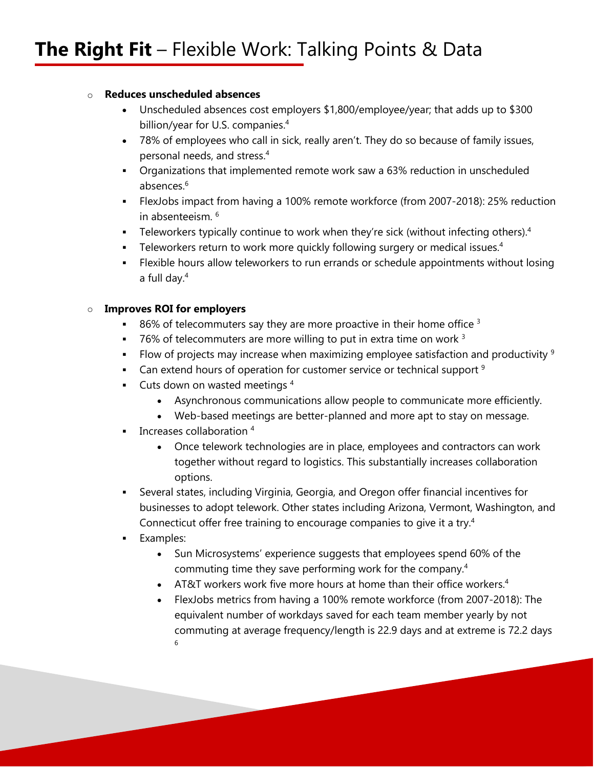# **The Right Fit** – Flexible Work: Talking Points & Data

- **Reduces unscheduled absences**
  - Unscheduled absences cost employers $1,800/employee/year; that adds up to $300 billion/year for U.S. companies.[4]
  - 78% of employees who call in sick, really aren't. They do so because of family issues, personal needs, and stress.[4]
  - Organizations that implemented remote work saw a 63% reduction in unscheduled absences.[6]
  - FlexJobs impact from having a 100% remote workforce (from 2007-2018): 25% reduction in absenteeism. [6]
  - Teleworkers typically continue to work when they're sick (without infecting others).[4]
  - Teleworkers return to work more quickly following surgery or medical issues.[4]
  - Flexible hours allow teleworkers to run errands or schedule appointments without losing a full day.[4]

- **Improves ROI for employers**
  - 86% of telecommuters say they are more proactive in their home office [3]
  - 76% of telecommuters are more willing to put in extra time on work [3]
  - Flow of projects may increase when maximizing employee satisfaction and productivity [9]
  - Can extend hours of operation for customer service or technical support [9]
  - Cuts down on wasted meetings [4]
    - Asynchronous communications allow people to communicate more efficiently.
    - Web-based meetings are better-planned and more apt to stay on message.
  - Increases collaboration [4]
    - Once telework technologies are in place, employees and contractors can work together without regard to logistics. This substantially increases collaboration options.
  - Several states, including Virginia, Georgia, and Oregon offer financial incentives for businesses to adopt telework. Other states including Arizona, Vermont, Washington, and Connecticut offer free training to encourage companies to give it a try.[4]
  - Examples:
    - Sun Microsystems' experience suggests that employees spend 60% of the commuting time they save performing work for the company.[4]
    - AT&T workers work five more hours at home than their office workers.[4]
    - FlexJobs metrics from having a 100% remote workforce (from 2007-2018): The equivalent number of workdays saved for each team member yearly by not commuting at average frequency/length is 22.9 days and at extreme is 72.2 days [6]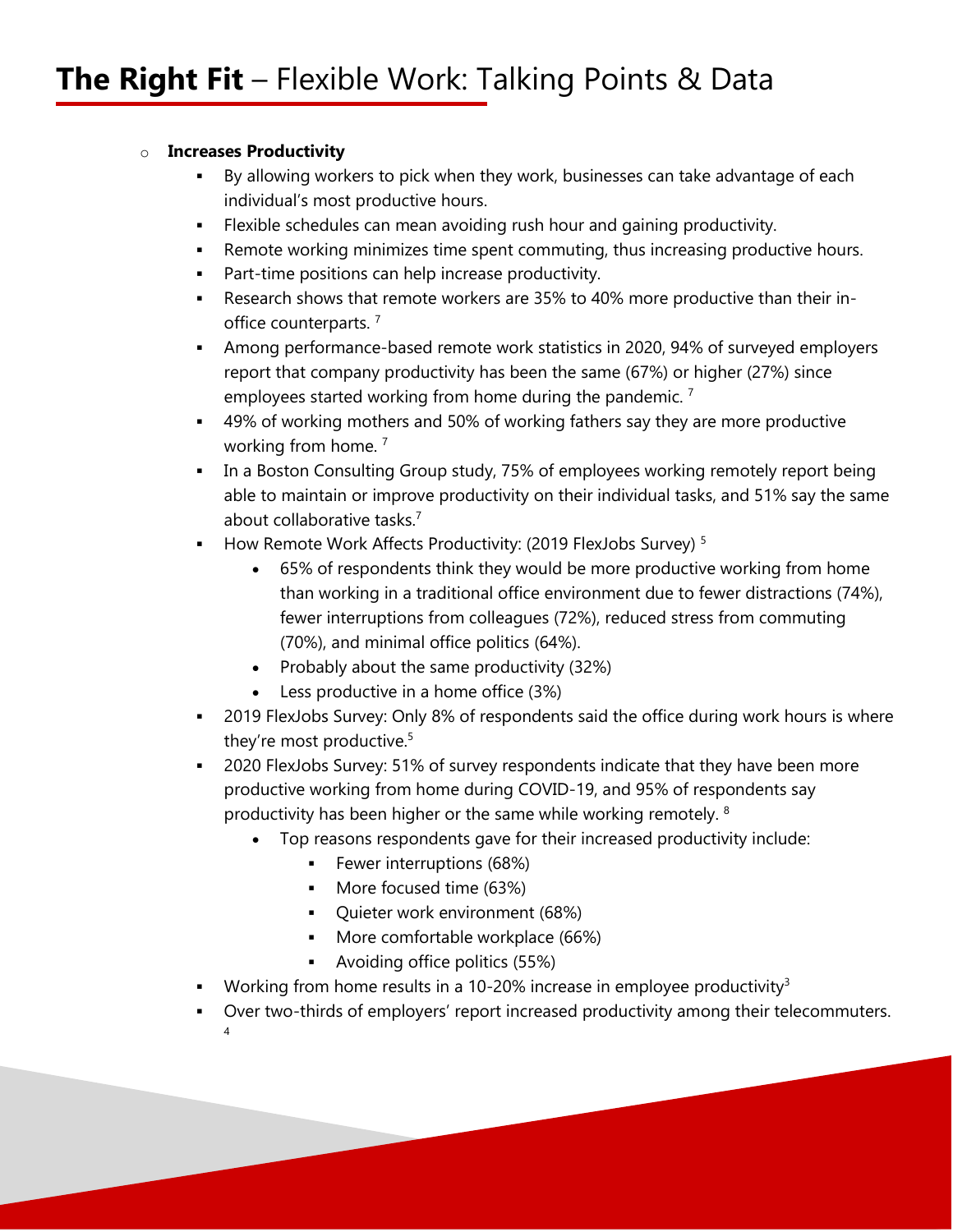# **The Right Fit** – Flexible Work: Talking Points & Data

- **Increases Productivity**
  - By allowing workers to pick when they work, businesses can take advantage of each individual's most productive hours.
  - Flexible schedules can mean avoiding rush hour and gaining productivity.
  - Remote working minimizes time spent commuting, thus increasing productive hours.
  - Part-time positions can help increase productivity.
  - Research shows that remote workers are 35% to 40% more productive than their in-office counterparts. [7]
  - Among performance-based remote work statistics in 2020, 94% of surveyed employers report that company productivity has been the same (67%) or higher (27%) since employees started working from home during the pandemic. [7]
  - 49% of working mothers and 50% of working fathers say they are more productive working from home. [7]
  - In a Boston Consulting Group study, 75% of employees working remotely report being able to maintain or improve productivity on their individual tasks, and 51% say the same about collaborative tasks.[7]
  - How Remote Work Affects Productivity: (2019 FlexJobs Survey) [5]
    - 65% of respondents think they would be more productive working from home than working in a traditional office environment due to fewer distractions (74%), fewer interruptions from colleagues (72%), reduced stress from commuting (70%), and minimal office politics (64%).
    - Probably about the same productivity (32%)
    - Less productive in a home office (3%)
  - 2019 FlexJobs Survey: Only 8% of respondents said the office during work hours is where they're most productive.[5]
  - 2020 FlexJobs Survey: 51% of survey respondents indicate that they have been more productive working from home during COVID-19, and 95% of respondents say productivity has been higher or the same while working remotely. [8]
    - Top reasons respondents gave for their increased productivity include:
      - Fewer interruptions (68%)
      - More focused time (63%)
      - Quieter work environment (68%)
      - More comfortable workplace (66%)
      - Avoiding office politics (55%)
  - Working from home results in a 10-20% increase in employee productivity[3]
  - Over two-thirds of employers' report increased productivity among their telecommuters. [4]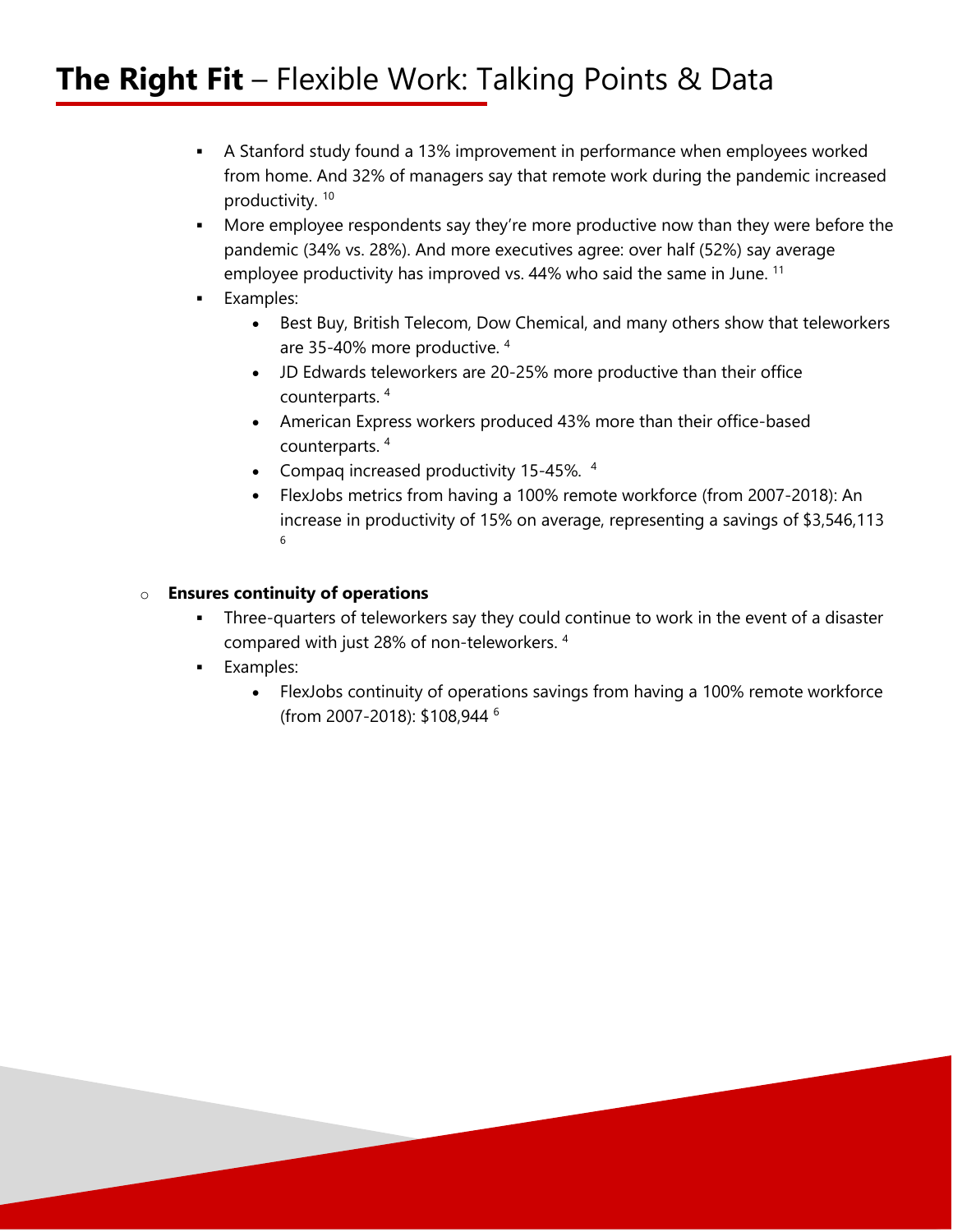# **The Right Fit** – Flexible Work: Talking Points & Data

- A Stanford study found a 13% improvement in performance when employees worked from home. And 32% of managers say that remote work during the pandemic increased productivity. [10]
- More employee respondents say they're more productive now than they were before the pandemic (34% vs. 28%). And more executives agree: over half (52%) say average employee productivity has improved vs. 44% who said the same in June. [11]
- Examples:
    - Best Buy, British Telecom, Dow Chemical, and many others show that teleworkers are 35-40% more productive. [4]
    - JD Edwards teleworkers are 20-25% more productive than their office counterparts. [4]
    - American Express workers produced 43% more than their office-based counterparts. [4]
    - Compaq increased productivity 15-45%. [4]
    - FlexJobs metrics from having a 100% remote workforce (from 2007-2018): An increase in productivity of 15% on average, representing a savings of $3,546,113 [6]

- **Ensures continuity of operations**
    - Three-quarters of teleworkers say they could continue to work in the event of a disaster compared with just 28% of non-teleworkers. [4]
    - Examples:
        - FlexJobs continuity of operations savings from having a 100% remote workforce (from 2007-2018): $108,944 [6]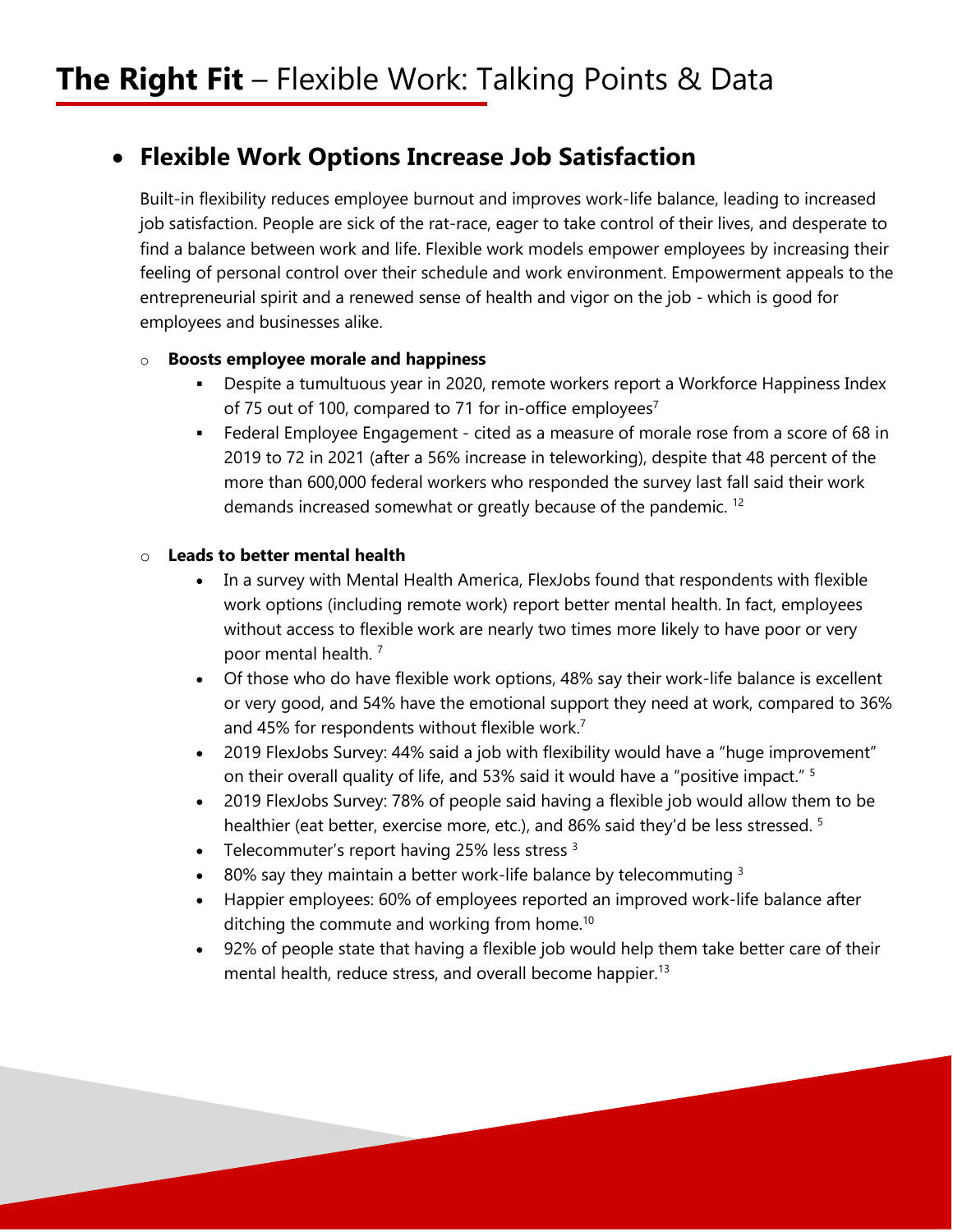# **The Right Fit** – Flexible Work: Talking Points & Data

- ## Flexible Work Options Increase Job Satisfaction

  Built-in flexibility reduces employee burnout and improves work-life balance, leading to increased job satisfaction. People are sick of the rat-race, eager to take control of their lives, and desperate to find a balance between work and life. Flexible work models empower employees by increasing their feeling of personal control over their schedule and work environment. Empowerment appeals to the entrepreneurial spirit and a renewed sense of health and vigor on the job - which is good for employees and businesses alike.

  - **Boosts employee morale and happiness**
    - Despite a tumultuous year in 2020, remote workers report a Workforce Happiness Index of 75 out of 100, compared to 71 for in-office employees[7]
    - Federal Employee Engagement - cited as a measure of morale rose from a score of 68 in 2019 to 72 in 2021 (after a 56% increase in teleworking), despite that 48 percent of the more than 600,000 federal workers who responded the survey last fall said their work demands increased somewhat or greatly because of the pandemic. [12]

  - **Leads to better mental health**
    - In a survey with Mental Health America, FlexJobs found that respondents with flexible work options (including remote work) report better mental health. In fact, employees without access to flexible work are nearly two times more likely to have poor or very poor mental health. [7]
    - Of those who do have flexible work options, 48% say their work-life balance is excellent or very good, and 54% have the emotional support they need at work, compared to 36% and 45% for respondents without flexible work.[7]
    - 2019 FlexJobs Survey: 44% said a job with flexibility would have a "huge improvement" on their overall quality of life, and 53% said it would have a "positive impact." [5]
    - 2019 FlexJobs Survey: 78% of people said having a flexible job would allow them to be healthier (eat better, exercise more, etc.), and 86% said they'd be less stressed. [5]
    - Telecommuter's report having 25% less stress [3]
    - 80% say they maintain a better work-life balance by telecommuting [3]
    - Happier employees: 60% of employees reported an improved work-life balance after ditching the commute and working from home.[10]
    - 92% of people state that having a flexible job would help them take better care of their mental health, reduce stress, and overall become happier.[13]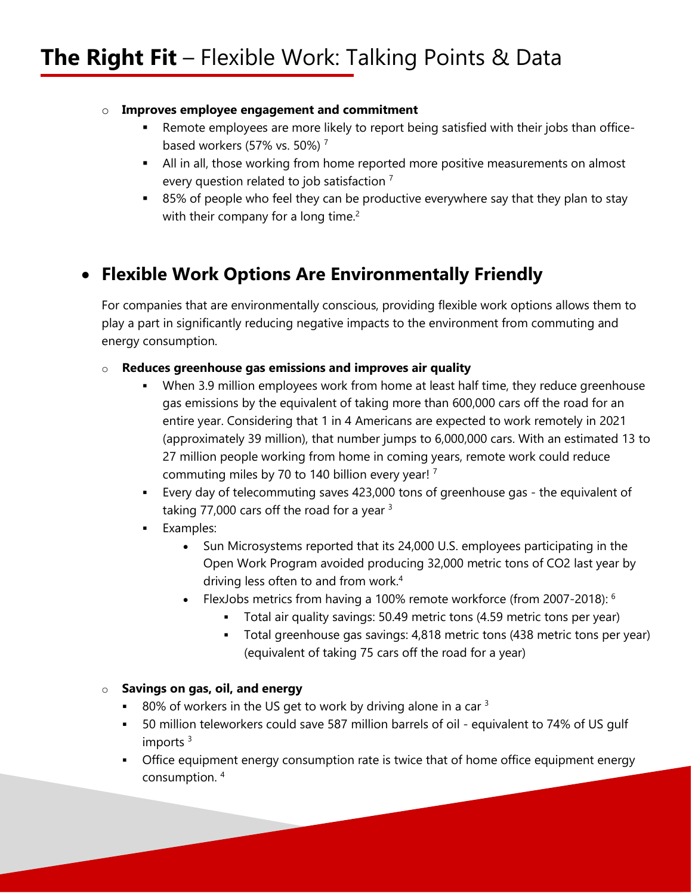- **Improves employee engagement and commitment**
  - Remote employees are more likely to report being satisfied with their jobs than office-based workers (57% vs. 50%) [7]
  - All in all, those working from home reported more positive measurements on almost every question related to job satisfaction [7]
  - 85% of people who feel they can be productive everywhere say that they plan to stay with their company for a long time.[2]

## Flexible Work Options Are Environmentally Friendly

For companies that are environmentally conscious, providing flexible work options allows them to play a part in significantly reducing negative impacts to the environment from commuting and energy consumption.

- **Reduces greenhouse gas emissions and improves air quality**
  - When 3.9 million employees work from home at least half time, they reduce greenhouse gas emissions by the equivalent of taking more than 600,000 cars off the road for an entire year. Considering that 1 in 4 Americans are expected to work remotely in 2021 (approximately 39 million), that number jumps to 6,000,000 cars. With an estimated 13 to 27 million people working from home in coming years, remote work could reduce commuting miles by 70 to 140 billion every year! [7]
  - Every day of telecommuting saves 423,000 tons of greenhouse gas - the equivalent of taking 77,000 cars off the road for a year [3]
  - Examples:
    - Sun Microsystems reported that its 24,000 U.S. employees participating in the Open Work Program avoided producing 32,000 metric tons of CO2 last year by driving less often to and from work.[4]
    - FlexJobs metrics from having a 100% remote workforce (from 2007-2018): [6]
      - Total air quality savings: 50.49 metric tons (4.59 metric tons per year)
      - Total greenhouse gas savings: 4,818 metric tons (438 metric tons per year) (equivalent of taking 75 cars off the road for a year)

- **Savings on gas, oil, and energy**
  - 80% of workers in the US get to work by driving alone in a car [3]
  - 50 million teleworkers could save 587 million barrels of oil - equivalent to 74% of US gulf imports [3]
  - Office equipment energy consumption rate is twice that of home office equipment energy consumption. [4]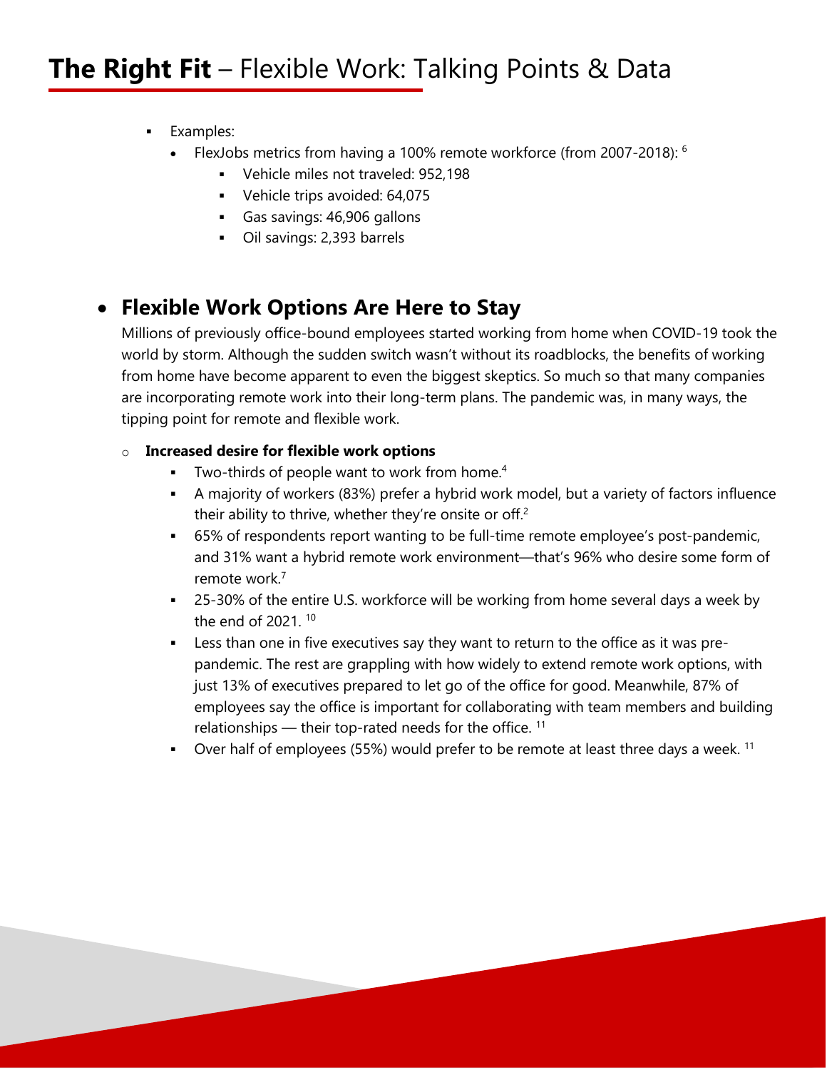# **The Right Fit** – Flexible Work: Talking Points & Data

- Examples:
  - FlexJobs metrics from having a 100% remote workforce (from 2007-2018): [6]
    - Vehicle miles not traveled: 952,198
    - Vehicle trips avoided: 64,075
    - Gas savings: 46,906 gallons
    - Oil savings: 2,393 barrels

## **Flexible Work Options Are Here to Stay**

Millions of previously office-bound employees started working from home when COVID-19 took the world by storm. Although the sudden switch wasn't without its roadblocks, the benefits of working from home have become apparent to even the biggest skeptics. So much so that many companies are incorporating remote work into their long-term plans. The pandemic was, in many ways, the tipping point for remote and flexible work.

- **Increased desire for flexible work options**
  - Two-thirds of people want to work from home.[4]
  - A majority of workers (83%) prefer a hybrid work model, but a variety of factors influence their ability to thrive, whether they're onsite or off.[2]
  - 65% of respondents report wanting to be full-time remote employee's post-pandemic, and 31% want a hybrid remote work environment—that's 96% who desire some form of remote work.[7]
  - 25-30% of the entire U.S. workforce will be working from home several days a week by the end of 2021. [10]
  - Less than one in five executives say they want to return to the office as it was pre-pandemic. The rest are grappling with how widely to extend remote work options, with just 13% of executives prepared to let go of the office for good. Meanwhile, 87% of employees say the office is important for collaborating with team members and building relationships — their top-rated needs for the office. [11]
  - Over half of employees (55%) would prefer to be remote at least three days a week. [11]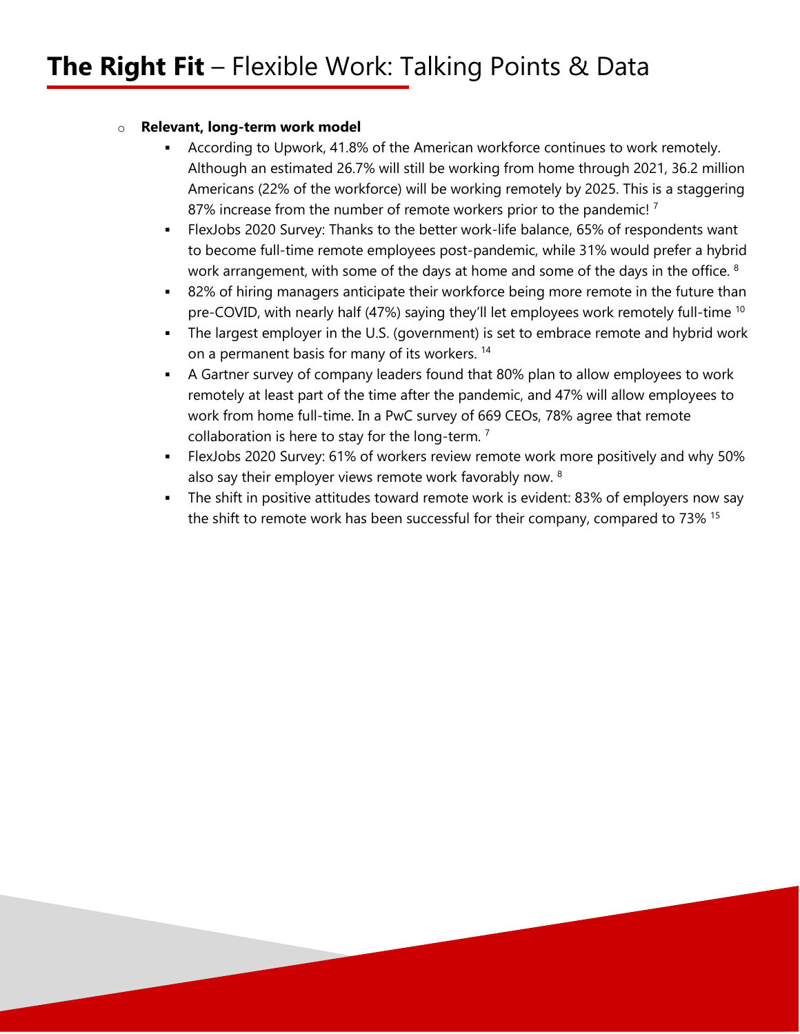# **The Right Fit** – Flexible Work: Talking Points & Data

- **Relevant, long-term work model**
  - According to Upwork, 41.8% of the American workforce continues to work remotely. Although an estimated 26.7% will still be working from home through 2021, 36.2 million Americans (22% of the workforce) will be working remotely by 2025. This is a staggering 87% increase from the number of remote workers prior to the pandemic! [7]
  - FlexJobs 2020 Survey: Thanks to the better work-life balance, 65% of respondents want to become full-time remote employees post-pandemic, while 31% would prefer a hybrid work arrangement, with some of the days at home and some of the days in the office. [8]
  - 82% of hiring managers anticipate their workforce being more remote in the future than pre-COVID, with nearly half (47%) saying they'll let employees work remotely full-time [10]
  - The largest employer in the U.S. (government) is set to embrace remote and hybrid work on a permanent basis for many of its workers. [14]
  - A Gartner survey of company leaders found that 80% plan to allow employees to work remotely at least part of the time after the pandemic, and 47% will allow employees to work from home full-time. In a PwC survey of 669 CEOs, 78% agree that remote collaboration is here to stay for the long-term. [7]
  - FlexJobs 2020 Survey: 61% of workers review remote work more positively and why 50% also say their employer views remote work favorably now. [8]
  - The shift in positive attitudes toward remote work is evident: 83% of employers now say the shift to remote work has been successful for their company, compared to 73% [15]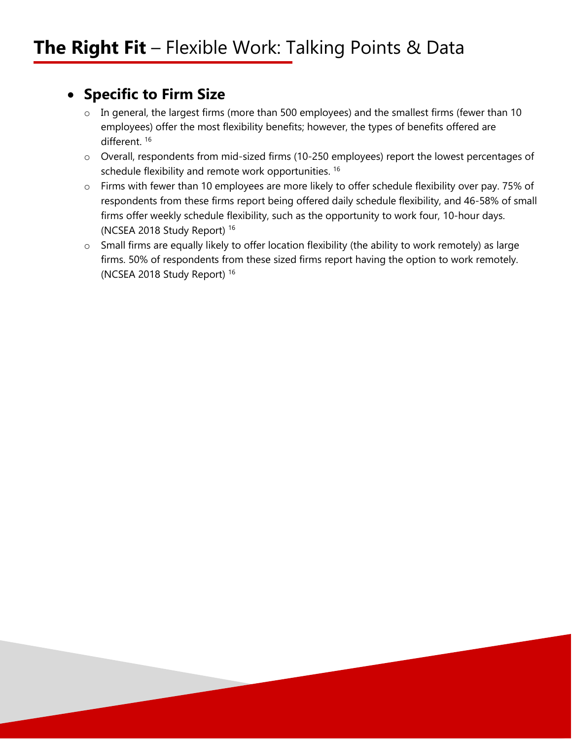- **Specific to Firm Size**
  - In general, the largest firms (more than 500 employees) and the smallest firms (fewer than 10 employees) offer the most flexibility benefits; however, the types of benefits offered are different. [16]
  - Overall, respondents from mid-sized firms (10-250 employees) report the lowest percentages of schedule flexibility and remote work opportunities. [16]
  - Firms with fewer than 10 employees are more likely to offer schedule flexibility over pay. 75% of respondents from these firms report being offered daily schedule flexibility, and 46-58% of small firms offer weekly schedule flexibility, such as the opportunity to work four, 10-hour days. (NCSEA 2018 Study Report) [16]
  - Small firms are equally likely to offer location flexibility (the ability to work remotely) as large firms. 50% of respondents from these sized firms report having the option to work remotely. (NCSEA 2018 Study Report) [16]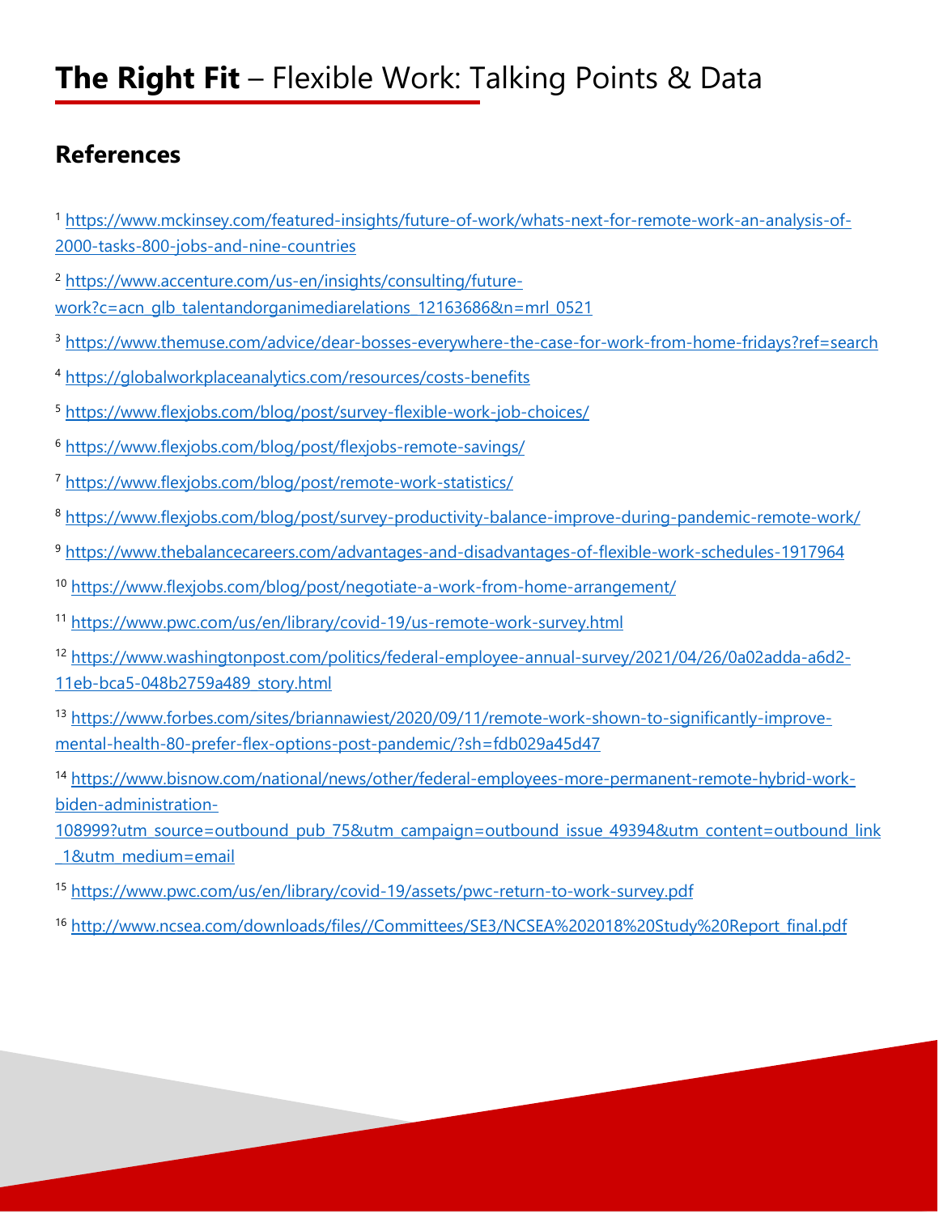# **The Right Fit** – Flexible Work: Talking Points & Data

## References

[1] https://www.mckinsey.com/featured-insights/future-of-work/whats-next-for-remote-work-an-analysis-of-2000-tasks-800-jobs-and-nine-countries

[2] https://www.accenture.com/us-en/insights/consulting/future-work?c=acn_glb_talentandorganimediarelations_12163686&n=mrl_0521

[3] https://www.themuse.com/advice/dear-bosses-everywhere-the-case-for-work-from-home-fridays?ref=search

[4] https://globalworkplaceanalytics.com/resources/costs-benefits

[5] https://www.flexjobs.com/blog/post/survey-flexible-work-job-choices/

[6] https://www.flexjobs.com/blog/post/flexjobs-remote-savings/

[7] https://www.flexjobs.com/blog/post/remote-work-statistics/

[8] https://www.flexjobs.com/blog/post/survey-productivity-balance-improve-during-pandemic-remote-work/

[9] https://www.thebalancecareers.com/advantages-and-disadvantages-of-flexible-work-schedules-1917964

[10] https://www.flexjobs.com/blog/post/negotiate-a-work-from-home-arrangement/

[11] https://www.pwc.com/us/en/library/covid-19/us-remote-work-survey.html

[12] https://www.washingtonpost.com/politics/federal-employee-annual-survey/2021/04/26/0a02adda-a6d2-11eb-bca5-048b2759a489_story.html

[13] https://www.forbes.com/sites/briannawiest/2020/09/11/remote-work-shown-to-significantly-improve-mental-health-80-prefer-flex-options-post-pandemic/?sh=fdb029a45d47

[14] https://www.bisnow.com/national/news/other/federal-employees-more-permanent-remote-hybrid-work-biden-administration-108999?utm_source=outbound_pub_75&utm_campaign=outbound_issue_49394&utm_content=outbound_link_1&utm_medium=email

[15] https://www.pwc.com/us/en/library/covid-19/assets/pwc-return-to-work-survey.pdf

[16] http://www.ncsea.com/downloads/files//Committees/SE3/NCSEA%202018%20Study%20Report_final.pdf